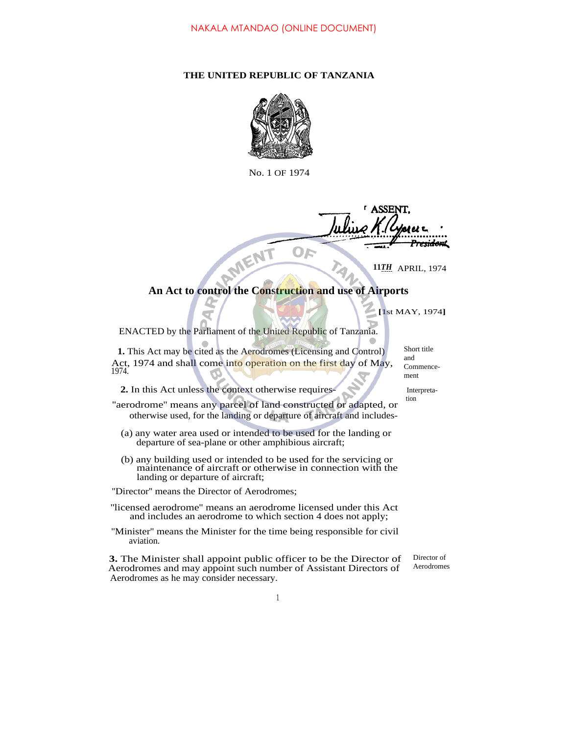NAKALA MTANDAO (ONLINE DOCUMENT)

**THE UNITED REPUBLIC OF TANZANIA**

No. 1 OF 1974

I ASSENT,

Julius K. Nyerere
*President*

11TH APRIL, 1974

## An Act to control the Construction and use of Airports

**[**1st MAY, 1974**]**

ENACTED by the Parliament of the United Republic of Tanzania.

*Short title and Commencement*

**1.** This Act may be cited as the Aerodromes (Licensing and Control) Act, 1974 and shall come into operation on the first day of May, 1974.

*Interpretation*

**2.** In this Act unless the context otherwise requires-

"aerodrome" means any parcel of land constructed or adapted, or otherwise used, for the landing or departure of aircraft and includes-

(a) any water area used or intended to be used for the landing or departure of sea-plane or other amphibious aircraft;

(b) any building used or intended to be used for the servicing or maintenance of aircraft or otherwise in connection with the landing or departure of aircraft;

"Director" means the Director of Aerodromes;

"licensed aerodrome" means an aerodrome licensed under this Act and includes an aerodrome to which section 4 does not apply;

"Minister" means the Minister for the time being responsible for civil aviation.

*Director of Aerodromes*

**3.** The Minister shall appoint public officer to be the Director of Aerodromes and may appoint such number of Assistant Directors of Aerodromes as he may consider necessary.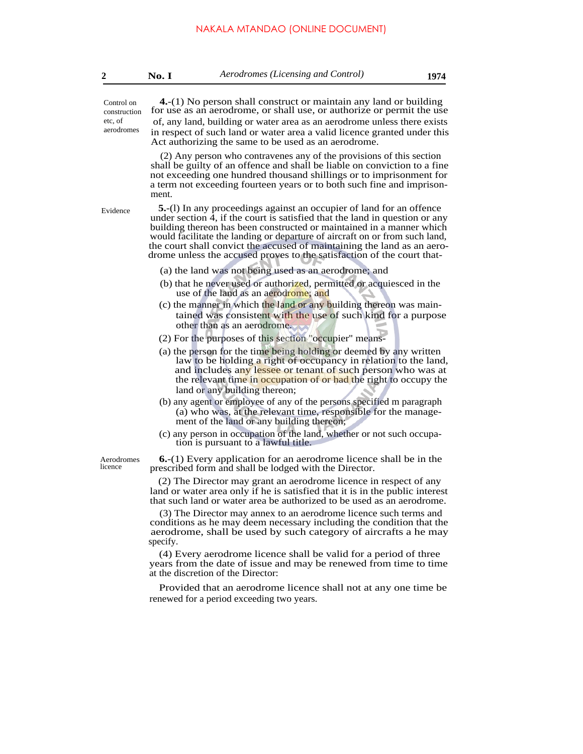**Control on construction etc, of aerodromes**

**4.**-(1) No person shall construct or maintain any land or building for use as an aerodrome, or shall use, or authorize or permit the use of, any land, building or water area as an aerodrome unless there exists in respect of such land or water area a valid licence granted under this Act authorizing the same to be used as an aerodrome.

(2) Any person who contravenes any of the provisions of this section shall be guilty of an offence and shall be liable on conviction to a fine not exceeding one hundred thousand shillings or to imprisonment for a term not exceeding fourteen years or to both such fine and imprisonment.

**Evidence**

**5.**-(l) In any proceedings against an occupier of land for an offence under section 4, if the court is satisfied that the land in question or any building thereon has been constructed or maintained in a manner which would facilitate the landing or departure of aircraft on or from such land, the court shall convict the accused of maintaining the land as an aerodrome unless the accused proves to the satisfaction of the court that-

(a) the land was not being used as an aerodrome; and

(b) that he never used or authorized, permitted or acquiesced in the use of the land as an aerodrome; and

(c) the manner in which the land or any building thereon was maintained was consistent with the use of such kind for a purpose other than as an aerodrome.

(2) For the purposes of this section "occupier" means-

(a) the person for the time being holding or deemed by any written law to be holding a right of occupancy in relation to the land, and includes any lessee or tenant of such person who was at the relevant time in occupation of or had the right to occupy the land or any building thereon;

(b) any agent or employee of any of the persons specified m paragraph (a) who was, at the relevant time, responsible for the management of the land or any building thereon;

(c) any person in occupation of the land, whether or not such occupation is pursuant to a lawful title.

**Aerodromes licence**

**6.**-(1) Every application for an aerodrome licence shall be in the prescribed form and shall be lodged with the Director.

(2) The Director may grant an aerodrome licence in respect of any land or water area only if he is satisfied that it is in the public interest that such land or water area be authorized to be used as an aerodrome.

(3) The Director may annex to an aerodrome licence such terms and conditions as he may deem necessary including the condition that the aerodrome, shall be used by such category of aircrafts a he may specify.

(4) Every aerodrome licence shall be valid for a period of three years from the date of issue and may be renewed from time to time at the discretion of the Director:

Provided that an aerodrome licence shall not at any one time be renewed for a period exceeding two years.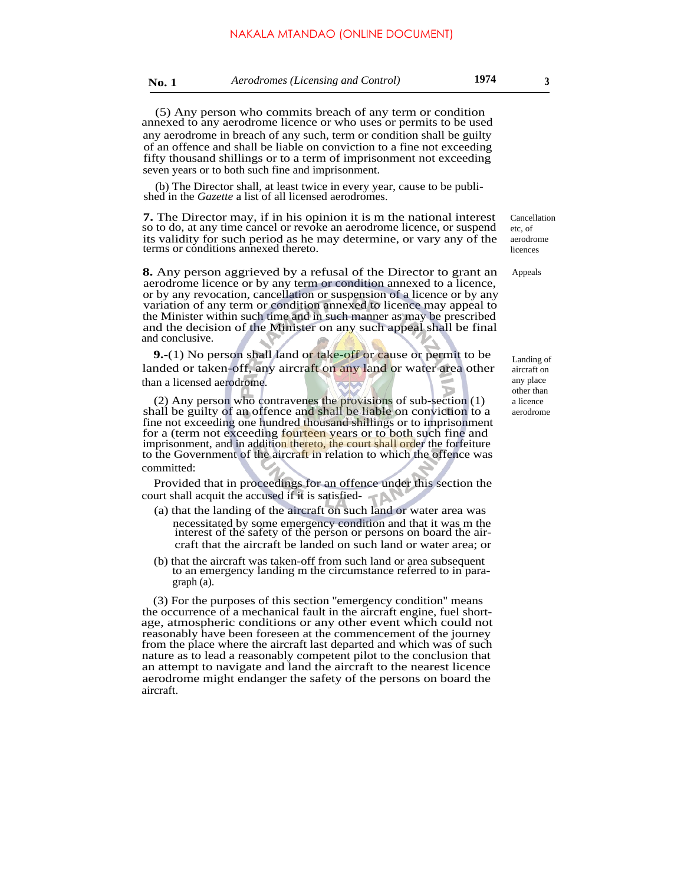(5) Any person who commits breach of any term or condition annexed to any aerodrome licence or who uses or permits to be used any aerodrome in breach of any such, term or condition shall be guilty of an offence and shall be liable on conviction to a fine not exceeding fifty thousand shillings or to a term of imprisonment not exceeding seven years or to both such fine and imprisonment.

(b) The Director shall, at least twice in every year, cause to be published in the *Gazette* a list of all licensed aerodromes.

**7.** The Director may, if in his opinion it is m the national interest so to do, at any time cancel or revoke an aerodrome licence, or suspend its validity for such period as he may determine, or vary any of the terms or conditions annexed thereto.

*Cancellation etc, of aerodrome licences*

**8.** Any person aggrieved by a refusal of the Director to grant an aerodrome licence or by any term or condition annexed to a licence, or by any revocation, cancellation or suspension of a licence or by any variation of any term or condition annexed to licence may appeal to the Minister within such time and in such manner as may be prescribed and the decision of the Minister on any such appeal shall be final and conclusive.

*Appeals*

**9.**-(1) No person shall land or take-off or cause or permit to be landed or taken-off, any aircraft on any land or water area other than a licensed aerodrome.

*Landing of aircraft on any place other than a licence aerodrome*

(2) Any person who contravenes the provisions of sub-section (1) shall be guilty of an offence and shall be liable on conviction to a fine not exceeding one hundred thousand shillings or to imprisonment for a (term not exceeding fourteen years or to both such fine and imprisonment, and in addition thereto, the court shall order the forfeiture to the Government of the aircraft in relation to which the offence was committed:

Provided that in proceedings for an offence under this section the court shall acquit the accused if it is satisfied-

(a) that the landing of the aircraft on such land or water area was necessitated by some emergency condition and that it was m the interest of the safety of the person or persons on board the aircraft that the aircraft be landed on such land or water area; or

(b) that the aircraft was taken-off from such land or area subsequent to an emergency landing m the circumstance referred to in paragraph (a).

(3) For the purposes of this section "emergency condition" means the occurrence of a mechanical fault in the aircraft engine, fuel shortage, atmospheric conditions or any other event which could not reasonably have been foreseen at the commencement of the journey from the place where the aircraft last departed and which was of such nature as to lead a reasonably competent pilot to the conclusion that an attempt to navigate and land the aircraft to the nearest licence aerodrome might endanger the safety of the persons on board the aircraft.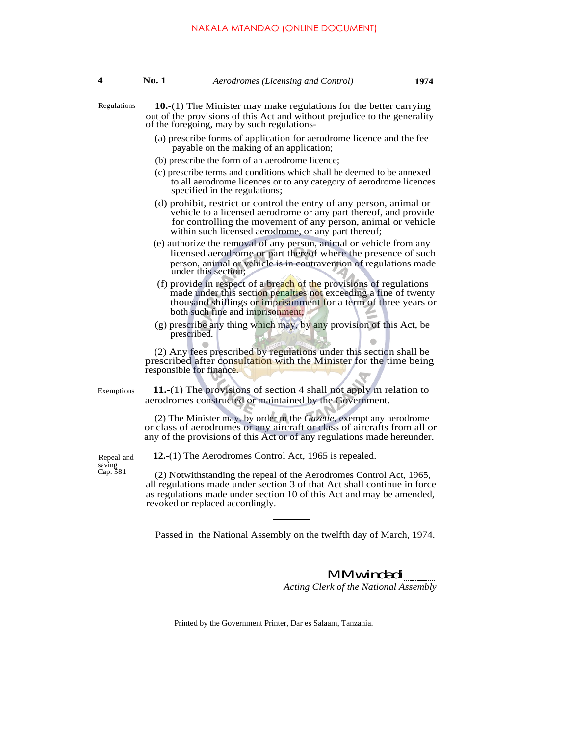**Regulations**

**10.**-(1) The Minister may make regulations for the better carrying out of the provisions of this Act and without prejudice to the generality of the foregoing, may by such regulations-

(a) prescribe forms of application for aerodrome licence and the fee payable on the making of an application;

(b) prescribe the form of an aerodrome licence;

(c) prescribe terms and conditions which shall be deemed to be annexed to all aerodrome licences or to any category of aerodrome licences specified in the regulations;

(d) prohibit, restrict or control the entry of any person, animal or vehicle to a licensed aerodrome or any part thereof, and provide for controlling the movement of any person, animal or vehicle within such licensed aerodrome, or any part thereof;

(e) authorize the removal of any person, animal or vehicle from any licensed aerodrome or part thereof where the presence of such person, animal or vehicle is in contravention of regulations made under this section;

(f) provide in respect of a breach of the provisions of regulations made under this section penalties not exceeding a fine of twenty thousand shillings or imprisonment for a term of three years or both such fine and imprisonment;

(g) prescribe any thing which may, by any provision of this Act, be prescribed.

(2) Any fees prescribed by regulations under this section shall be prescribed after consultation with the Minister for the time being responsible for finance.

**Exemptions**

**11.**-(1) The provisions of section 4 shall not apply m relation to aerodromes constructed or maintained by the Government.

(2) The Minister may, by order m the *Gazette*, exempt any aerodrome or class of aerodromes or any aircraft or class of aircrafts from all or any of the provisions of this Act or of any regulations made hereunder.

**Repeal and saving Cap. 581**

**12.**-(1) The Aerodromes Control Act, 1965 is repealed.

(2) Notwithstanding the repeal of the Aerodromes Control Act, 1965, all regulations made under section 3 of that Act shall continue in force as regulations made under section 10 of this Act and may be amended, revoked or replaced accordingly.

---

Passed in the National Assembly on the twelfth day of March, 1974.

M Mwindadi
*Acting Clerk of the National Assembly*

Printed by the Government Printer, Dar es Salaam, Tanzania.